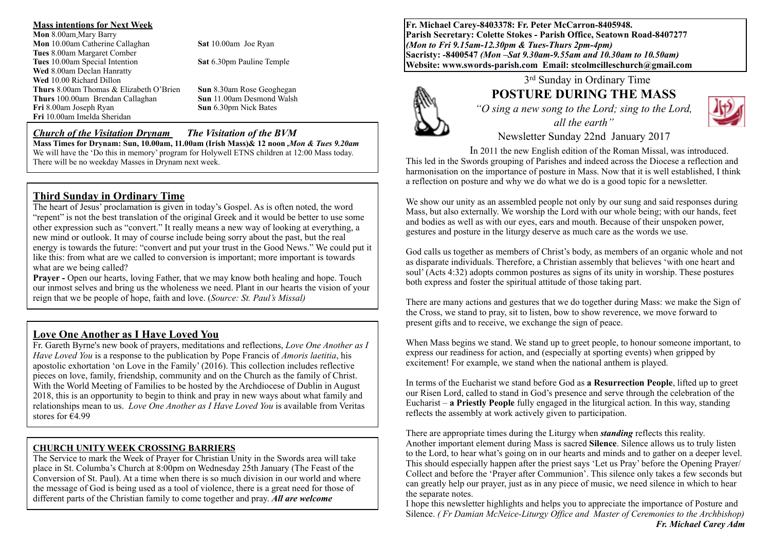**Mass intentions for Next Week**

**Mon** 8.00am Mary Barry
**Mon** 10.00am Catherine Callaghan
**Tues** 8.00am Margaret Comber
**Tues** 10.00am Special Intention
**Wed** 8.00am Declan Hanratty
**Wed** 10.00 Richard Dillon
**Thurs** 8.00am Thomas & Elizabeth O'Brien
**Thurs** 100.00am Brendan Callaghan
**Fri** 8.00am Joseph Ryan
**Fri** 10.00am Imelda Sheridan

**Sat** 10.00am Joe Ryan
**Sat** 6.30pm Pauline Temple
**Sun** 8.30am Rose Geoghegan
**Sun** 11.00am Desmond Walsh
**Sun** 6.30pm Nick Bates

***Church of the Visitation Drynam*** ***The Visitation of the BVM***

**Mass Times for Drynam: Sun, 10.00am, 11.00am (Irish Mass)& 12 noon** ***,Mon & Tues 9.20am***
We will have the 'Do this in memory' program for Holywell ETNS children at 12:00 Mass today. There will be no weekday Masses in Drynam next week.

## Third Sunday in Ordinary Time

The heart of Jesus' proclamation is given in today's Gospel. As is often noted, the word "repent" is not the best translation of the original Greek and it would be better to use some other expression such as "convert." It really means a new way of looking at everything, a new mind or outlook. It may of course include being sorry about the past, but the real energy is towards the future: "convert and put your trust in the Good News." We could put it like this: from what are we called to conversion is important; more important is towards what are we being called?

**Prayer -** Open our hearts, loving Father, that we may know both healing and hope. Touch our inmost selves and bring us the wholeness we need. Plant in our hearts the vision of your reign that we be people of hope, faith and love. (*Source: St. Paul's Missal)*

## Love One Another as I Have Loved You

Fr. Gareth Byrne's new book of prayers, meditations and reflections, *Love One Another as I Have Loved You* is a response to the publication by Pope Francis of *Amoris laetitia*, his apostolic exhortation 'on Love in the Family' (2016). This collection includes reflective pieces on love, family, friendship, community and on the Church as the family of Christ. With the World Meeting of Families to be hosted by the Archdiocese of Dublin in August 2018, this is an opportunity to begin to think and pray in new ways about what family and relationships mean to us. *Love One Another as I Have Loved You* is available from Veritas stores for €4.99

**CHURCH UNITY WEEK CROSSING BARRIERS**

The Service to mark the Week of Prayer for Christian Unity in the Swords area will take place in St. Columba's Church at 8:00pm on Wednesday 25th January (The Feast of the Conversion of St. Paul). At a time when there is so much division in our world and where the message of God is being used as a tool of violence, there is a great need for those of different parts of the Christian family to come together and pray. ***All are welcome***

**Fr. Michael Carey-8403378: Fr. Peter McCarron-8405948.**
**Parish Secretary: Colette Stokes - Parish Office, Seatown Road-8407277**
***(Mon to Fri 9.15am-12.30pm & Tues-Thurs 2pm-4pm)***
**Sacristy: -8400547** ***(Mon –Sat 9.30am-9.55am and 10.30am to 10.50am)***
**Website: www.swords-parish.com Email: stcolmcilleschurch@gmail.com**

3rd Sunday in Ordinary Time

# POSTURE DURING THE MASS

*"O sing a new song to the Lord; sing to the Lord, all the earth"*

Newsletter Sunday 22nd January 2017

In 2011 the new English edition of the Roman Missal, was introduced. This led in the Swords grouping of Parishes and indeed across the Diocese a reflection and harmonisation on the importance of posture in Mass. Now that it is well established, I think a reflection on posture and why we do what we do is a good topic for a newsletter.

We show our unity as an assembled people not only by our sung and said responses during Mass, but also externally. We worship the Lord with our whole being; with our hands, feet and bodies as well as with our eyes, ears and mouth. Because of their unspoken power, gestures and posture in the liturgy deserve as much care as the words we use.

God calls us together as members of Christ's body, as members of an organic whole and not as disparate individuals. Therefore, a Christian assembly that believes 'with one heart and soul' (Acts 4:32) adopts common postures as signs of its unity in worship. These postures both express and foster the spiritual attitude of those taking part.

There are many actions and gestures that we do together during Mass: we make the Sign of the Cross, we stand to pray, sit to listen, bow to show reverence, we move forward to present gifts and to receive, we exchange the sign of peace.

When Mass begins we stand. We stand up to greet people, to honour someone important, to express our readiness for action, and (especially at sporting events) when gripped by excitement! For example, we stand when the national anthem is played.

In terms of the Eucharist we stand before God as **a Resurrection People**, lifted up to greet our Risen Lord, called to stand in God's presence and serve through the celebration of the Eucharist – **a Priestly People** fully engaged in the liturgical action. In this way, standing reflects the assembly at work actively given to participation.

There are appropriate times during the Liturgy when ***standing*** reflects this reality.
Another important element during Mass is sacred **Silence**. Silence allows us to truly listen to the Lord, to hear what's going on in our hearts and minds and to gather on a deeper level. This should especially happen after the priest says 'Let us Pray' before the Opening Prayer/ Collect and before the 'Prayer after Communion'. This silence only takes a few seconds but can greatly help our prayer, just as in any piece of music, we need silence in which to hear the separate notes.
I hope this newsletter highlights and helps you to appreciate the importance of Posture and Silence. *( Fr Damian McNeice-Liturgy Office and Master of Ceremonies to the Archbishop)*

***Fr. Michael Carey Adm***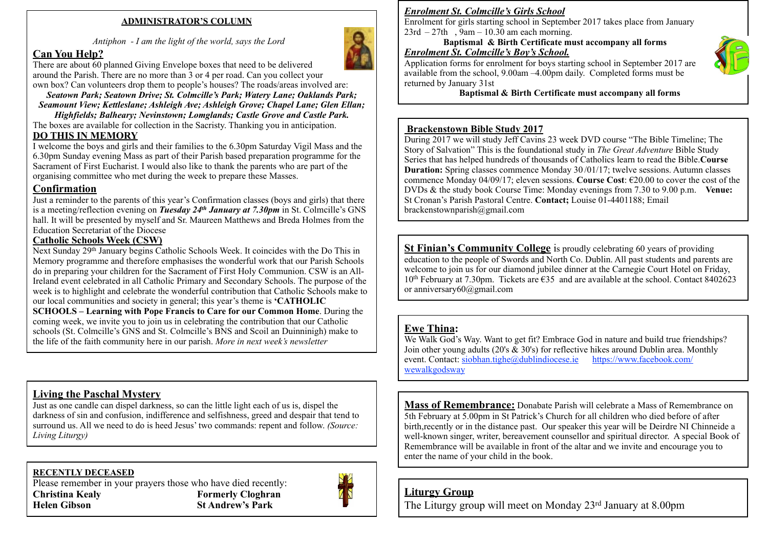## ADMINISTRATOR'S COLUMN

*Antiphon - I am the light of the world, says the Lord*

## Can You Help?

There are about 60 planned Giving Envelope boxes that need to be delivered around the Parish. There are no more than 3 or 4 per road. Can you collect your own box? Can volunteers drop them to people's houses? The roads/areas involved are:

***Seatown Park; Seatown Drive; St. Colmcille's Park; Watery Lane; Oaklands Park; Seamount View; Kettleslane; Ashleigh Ave; Ashleigh Grove; Chapel Lane; Glen Ellan; Highfields; Balheary; Nevinstown; Lomglands; Castle Grove and Castle Park.***

The boxes are available for collection in the Sacristy. Thanking you in anticipation.

## DO THIS IN MEMORY

I welcome the boys and girls and their families to the 6.30pm Saturday Vigil Mass and the 6.30pm Sunday evening Mass as part of their Parish based preparation programme for the Sacrament of First Eucharist. I would also like to thank the parents who are part of the organising committee who met during the week to prepare these Masses.

## Confirmation

Just a reminder to the parents of this year's Confirmation classes (boys and girls) that there is a meeting/reflection evening on ***Tuesday 24th January at 7.30pm*** in St. Colmcille's GNS hall. It will be presented by myself and Sr. Maureen Matthews and Breda Holmes from the Education Secretariat of the Diocese

## Catholic Schools Week (CSW)

Next Sunday 29th January begins Catholic Schools Week. It coincides with the Do This in Memory programme and therefore emphasises the wonderful work that our Parish Schools do in preparing your children for the Sacrament of First Holy Communion. CSW is an All-Ireland event celebrated in all Catholic Primary and Secondary Schools. The purpose of the week is to highlight and celebrate the wonderful contribution that Catholic Schools make to our local communities and society in general; this year's theme is **'CATHOLIC SCHOOLS – Learning with Pope Francis to Care for our Common Home**. During the coming week, we invite you to join us in celebrating the contribution that our Catholic schools (St. Colmcille's GNS and St. Colmcille's BNS and Scoil an Duinninigh) make to the life of the faith community here in our parish. *More in next week's newsletter*

## Living the Paschal Mystery

Just as one candle can dispel darkness, so can the little light each of us is, dispel the darkness of sin and confusion, indifference and selfishness, greed and despair that tend to surround us. All we need to do is heed Jesus' two commands: repent and follow. *(Source: Living Liturgy)*

## RECENTLY DECEASED

Please remember in your prayers those who have died recently:

| | |
|---|---|
| **Christina Kealy** | **Formerly Cloghran** |
| **Helen Gibson** | **St Andrew's Park** |

## *Enrolment St. Colmcille's Girls School*

Enrolment for girls starting school in September 2017 takes place from January 23rd – 27th , 9am – 10.30 am each morning.

**Baptismal & Birth Certificate must accompany all forms**

## *Enrolment St. Colmcille's Boy's School.*

Application forms for enrolment for boys starting school in September 2017 are available from the school, 9.00am –4.00pm daily. Completed forms must be returned by January 31st

**Baptismal & Birth Certificate must accompany all forms**

## Brackenstown Bible Study 2017

During 2017 we will study Jeff Cavins 23 week DVD course "The Bible Timeline; The Story of Salvation" This is the foundational study in *The Great Adventure* Bible Study Series that has helped hundreds of thousands of Catholics learn to read the Bible.**Course Duration:** Spring classes commence Monday 30 /01/17; twelve sessions. Autumn classes commence Monday 04/09/17; eleven sessions. **Course Cost**: €20.00 to cover the cost of the DVDs & the study book Course Time: Monday evenings from 7.30 to 9.00 p.m. **Venue:** St Cronan's Parish Pastoral Centre. **Contact;** Louise 01-4401188; Email brackenstownparish@gmail.com

## St Finian's Community College

**St Finian's Community College** is proudly celebrating 60 years of providing education to the people of Swords and North Co. Dublin. All past students and parents are welcome to join us for our diamond jubilee dinner at the Carnegie Court Hotel on Friday, 10th February at 7.30pm. Tickets are €35 and are available at the school. Contact 8402623 or anniversary60@gmail.com

## Ewe Thina:

We Walk God's Way. Want to get fit? Embrace God in nature and build true friendships? Join other young adults (20's & 30's) for reflective hikes around Dublin area. Monthly event. Contact: siobhan.tighe@dublindiocese.ie https://www.facebook.com/wewalkgodsway

## Mass of Remembrance:

**Mass of Remembrance:** Donabate Parish will celebrate a Mass of Remembrance on 5th February at 5.00pm in St Patrick's Church for all children who died before of after birth,recently or in the distance past. Our speaker this year will be Deirdre NI Chinneide a well-known singer, writer, bereavement counsellor and spiritual director. A special Book of Remembrance will be available in front of the altar and we invite and encourage you to enter the name of your child in the book.

## Liturgy Group

The Liturgy group will meet on Monday 23rd January at 8.00pm